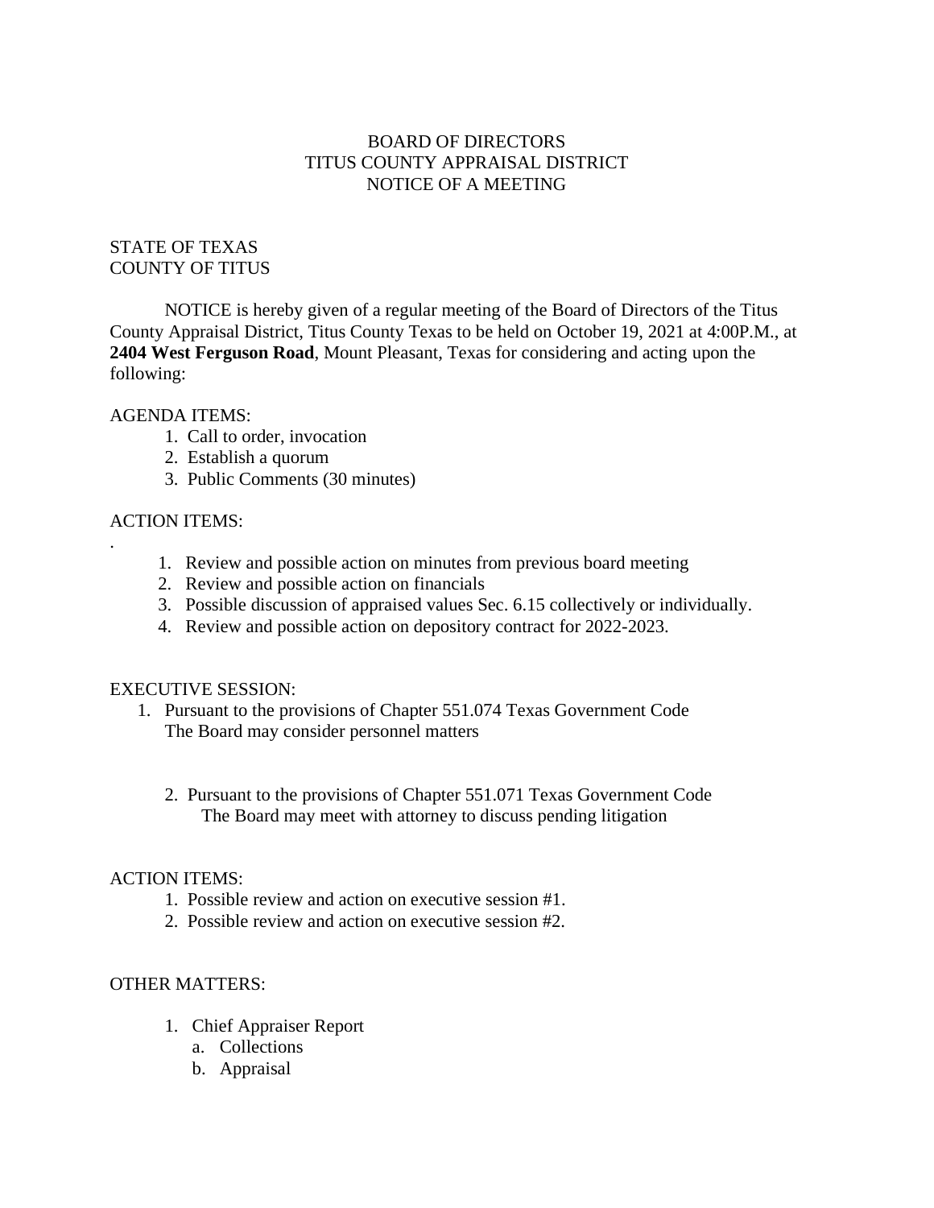# BOARD OF DIRECTORS
# TITUS COUNTY APPRAISAL DISTRICT
# NOTICE OF A MEETING

STATE OF TEXAS
COUNTY OF TITUS

NOTICE is hereby given of a regular meeting of the Board of Directors of the Titus County Appraisal District, Titus County Texas to be held on October 19, 2021 at 4:00P.M., at **2404 West Ferguson Road**, Mount Pleasant, Texas for considering and acting upon the following:

AGENDA ITEMS:

1. Call to order, invocation
2. Establish a quorum
3. Public Comments (30 minutes)

ACTION ITEMS:

.

1. Review and possible action on minutes from previous board meeting
2. Review and possible action on financials
3. Possible discussion of appraised values Sec. 6.15 collectively or individually.
4. Review and possible action on depository contract for 2022-2023.

EXECUTIVE SESSION:

1. Pursuant to the provisions of Chapter 551.074 Texas Government Code
   The Board may consider personnel matters

2. Pursuant to the provisions of Chapter 551.071 Texas Government Code
   The Board may meet with attorney to discuss pending litigation

ACTION ITEMS:

1. Possible review and action on executive session #1.
2. Possible review and action on executive session #2.

OTHER MATTERS:

1. Chief Appraiser Report
   a. Collections
   b. Appraisal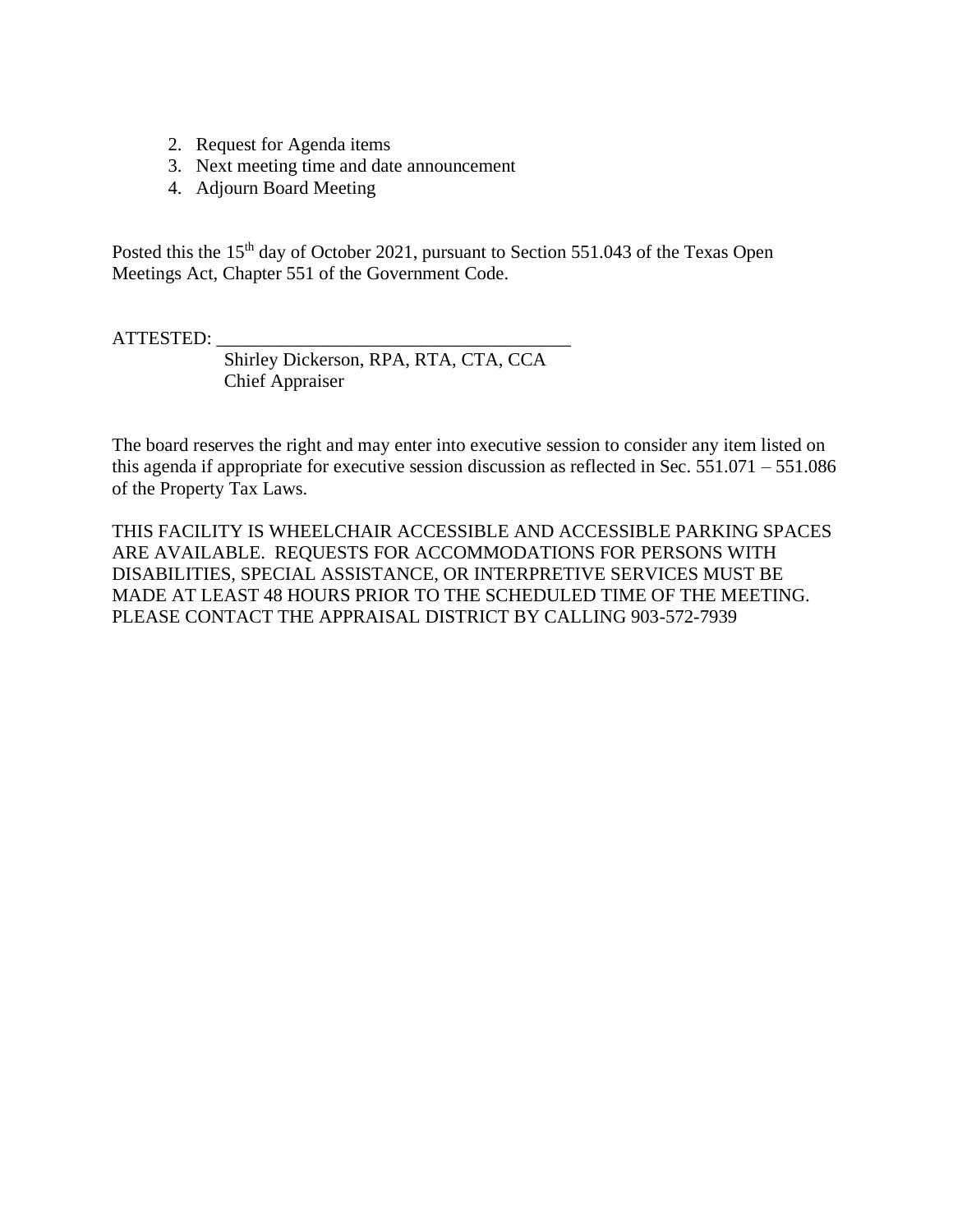2. Request for Agenda items
3. Next meeting time and date announcement
4. Adjourn Board Meeting

Posted this the 15th day of October 2021, pursuant to Section 551.043 of the Texas Open Meetings Act, Chapter 551 of the Government Code.

ATTESTED: ______________________________________
Shirley Dickerson, RPA, RTA, CTA, CCA
Chief Appraiser

The board reserves the right and may enter into executive session to consider any item listed on this agenda if appropriate for executive session discussion as reflected in Sec. 551.071 – 551.086 of the Property Tax Laws.

THIS FACILITY IS WHEELCHAIR ACCESSIBLE AND ACCESSIBLE PARKING SPACES ARE AVAILABLE. REQUESTS FOR ACCOMMODATIONS FOR PERSONS WITH DISABILITIES, SPECIAL ASSISTANCE, OR INTERPRETIVE SERVICES MUST BE MADE AT LEAST 48 HOURS PRIOR TO THE SCHEDULED TIME OF THE MEETING. PLEASE CONTACT THE APPRAISAL DISTRICT BY CALLING 903-572-7939